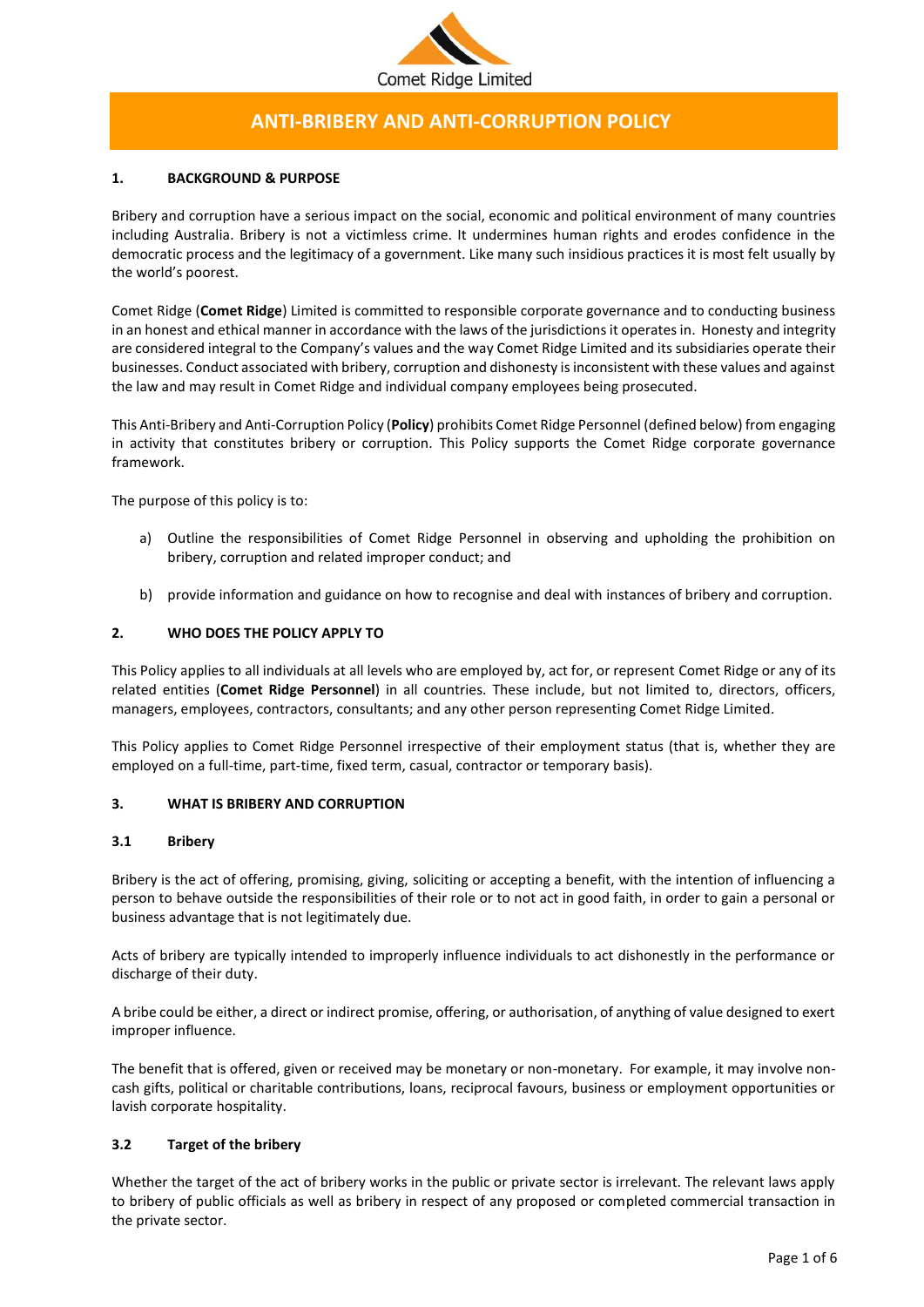Comet Ridge Limited

# ANTI-BRIBERY AND ANTI-CORRUPTION POLICY

## 1. BACKGROUND & PURPOSE

Bribery and corruption have a serious impact on the social, economic and political environment of many countries including Australia. Bribery is not a victimless crime. It undermines human rights and erodes confidence in the democratic process and the legitimacy of a government. Like many such insidious practices it is most felt usually by the world's poorest.

Comet Ridge (**Comet Ridge**) Limited is committed to responsible corporate governance and to conducting business in an honest and ethical manner in accordance with the laws of the jurisdictions it operates in. Honesty and integrity are considered integral to the Company's values and the way Comet Ridge Limited and its subsidiaries operate their businesses. Conduct associated with bribery, corruption and dishonesty is inconsistent with these values and against the law and may result in Comet Ridge and individual company employees being prosecuted.

This Anti-Bribery and Anti-Corruption Policy (**Policy**) prohibits Comet Ridge Personnel (defined below) from engaging in activity that constitutes bribery or corruption. This Policy supports the Comet Ridge corporate governance framework.

The purpose of this policy is to:

a) Outline the responsibilities of Comet Ridge Personnel in observing and upholding the prohibition on bribery, corruption and related improper conduct; and

b) provide information and guidance on how to recognise and deal with instances of bribery and corruption.

## 2. WHO DOES THE POLICY APPLY TO

This Policy applies to all individuals at all levels who are employed by, act for, or represent Comet Ridge or any of its related entities (**Comet Ridge Personnel**) in all countries. These include, but not limited to, directors, officers, managers, employees, contractors, consultants; and any other person representing Comet Ridge Limited.

This Policy applies to Comet Ridge Personnel irrespective of their employment status (that is, whether they are employed on a full-time, part-time, fixed term, casual, contractor or temporary basis).

## 3. WHAT IS BRIBERY AND CORRUPTION

### 3.1 Bribery

Bribery is the act of offering, promising, giving, soliciting or accepting a benefit, with the intention of influencing a person to behave outside the responsibilities of their role or to not act in good faith, in order to gain a personal or business advantage that is not legitimately due.

Acts of bribery are typically intended to improperly influence individuals to act dishonestly in the performance or discharge of their duty.

A bribe could be either, a direct or indirect promise, offering, or authorisation, of anything of value designed to exert improper influence.

The benefit that is offered, given or received may be monetary or non-monetary. For example, it may involve non-cash gifts, political or charitable contributions, loans, reciprocal favours, business or employment opportunities or lavish corporate hospitality.

### 3.2 Target of the bribery

Whether the target of the act of bribery works in the public or private sector is irrelevant. The relevant laws apply to bribery of public officials as well as bribery in respect of any proposed or completed commercial transaction in the private sector.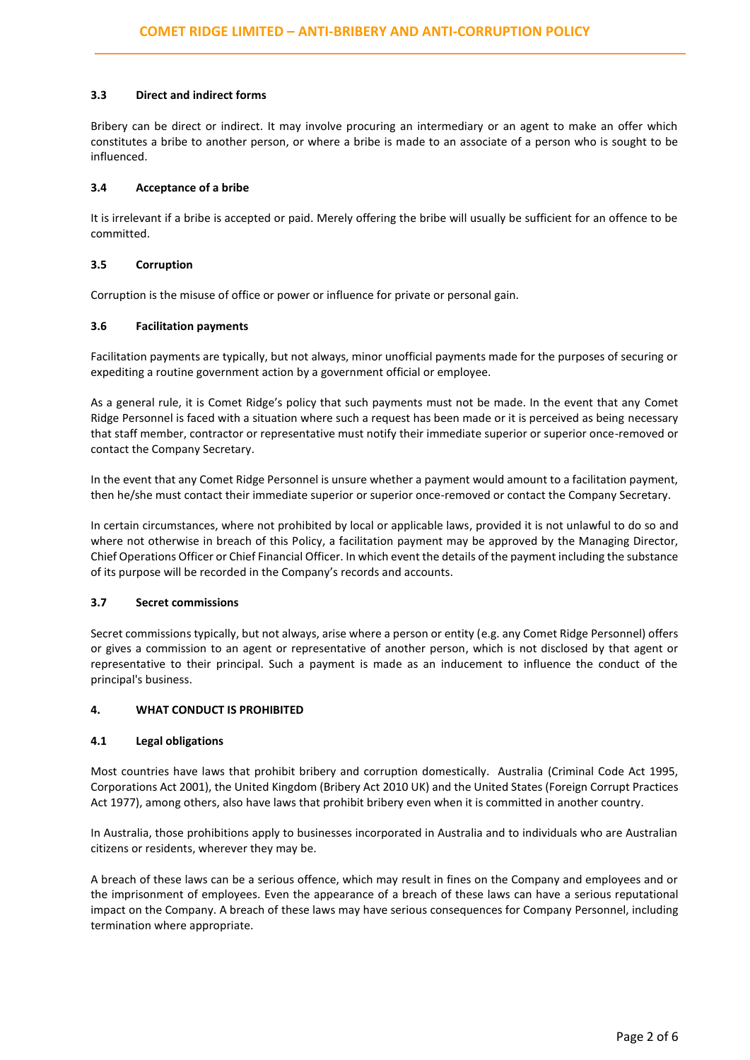### 3.3 Direct and indirect forms

Bribery can be direct or indirect. It may involve procuring an intermediary or an agent to make an offer which constitutes a bribe to another person, or where a bribe is made to an associate of a person who is sought to be influenced.

### 3.4 Acceptance of a bribe

It is irrelevant if a bribe is accepted or paid. Merely offering the bribe will usually be sufficient for an offence to be committed.

### 3.5 Corruption

Corruption is the misuse of office or power or influence for private or personal gain.

### 3.6 Facilitation payments

Facilitation payments are typically, but not always, minor unofficial payments made for the purposes of securing or expediting a routine government action by a government official or employee.

As a general rule, it is Comet Ridge's policy that such payments must not be made. In the event that any Comet Ridge Personnel is faced with a situation where such a request has been made or it is perceived as being necessary that staff member, contractor or representative must notify their immediate superior or superior once-removed or contact the Company Secretary.

In the event that any Comet Ridge Personnel is unsure whether a payment would amount to a facilitation payment, then he/she must contact their immediate superior or superior once-removed or contact the Company Secretary.

In certain circumstances, where not prohibited by local or applicable laws, provided it is not unlawful to do so and where not otherwise in breach of this Policy, a facilitation payment may be approved by the Managing Director, Chief Operations Officer or Chief Financial Officer. In which event the details of the payment including the substance of its purpose will be recorded in the Company's records and accounts.

### 3.7 Secret commissions

Secret commissions typically, but not always, arise where a person or entity (e.g. any Comet Ridge Personnel) offers or gives a commission to an agent or representative of another person, which is not disclosed by that agent or representative to their principal. Such a payment is made as an inducement to influence the conduct of the principal's business.

## 4. WHAT CONDUCT IS PROHIBITED

### 4.1 Legal obligations

Most countries have laws that prohibit bribery and corruption domestically. Australia (Criminal Code Act 1995, Corporations Act 2001), the United Kingdom (Bribery Act 2010 UK) and the United States (Foreign Corrupt Practices Act 1977), among others, also have laws that prohibit bribery even when it is committed in another country.

In Australia, those prohibitions apply to businesses incorporated in Australia and to individuals who are Australian citizens or residents, wherever they may be.

A breach of these laws can be a serious offence, which may result in fines on the Company and employees and or the imprisonment of employees. Even the appearance of a breach of these laws can have a serious reputational impact on the Company. A breach of these laws may have serious consequences for Company Personnel, including termination where appropriate.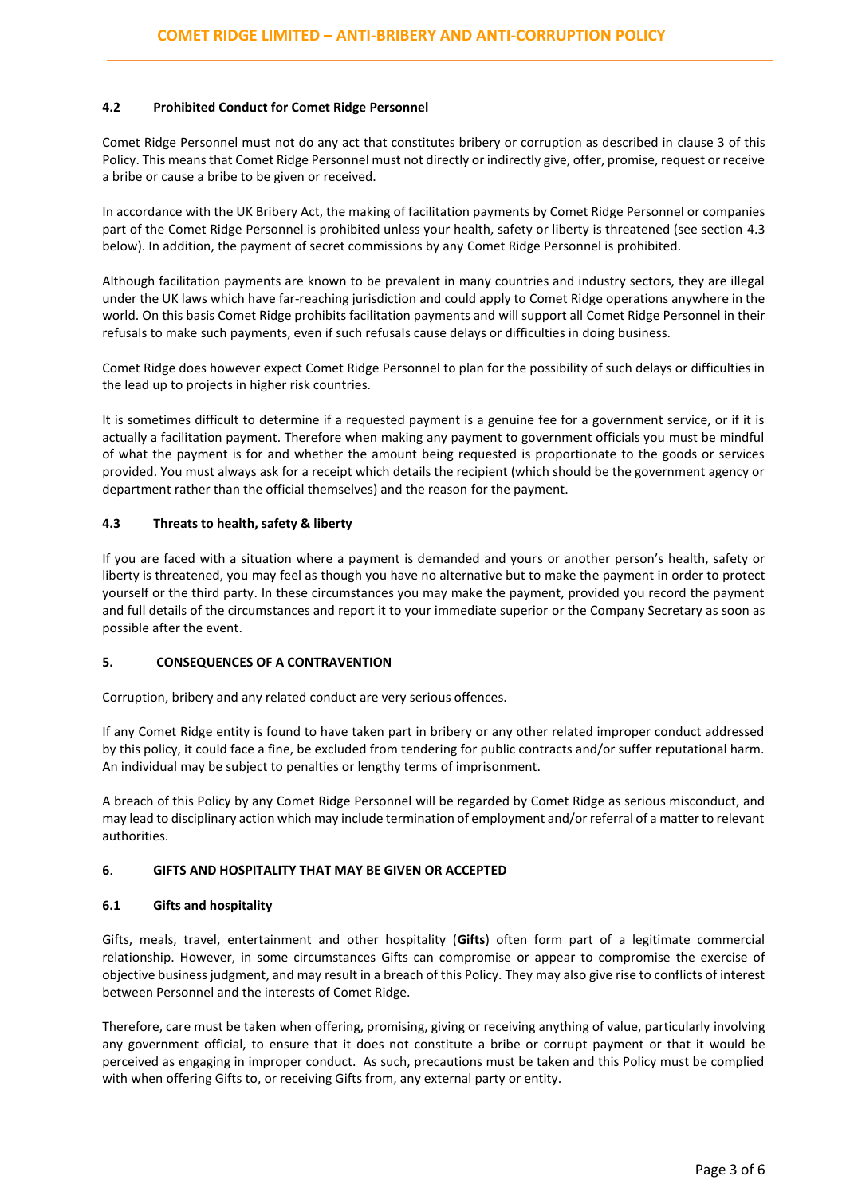### 4.2 Prohibited Conduct for Comet Ridge Personnel

Comet Ridge Personnel must not do any act that constitutes bribery or corruption as described in clause 3 of this Policy. This means that Comet Ridge Personnel must not directly or indirectly give, offer, promise, request or receive a bribe or cause a bribe to be given or received.

In accordance with the UK Bribery Act, the making of facilitation payments by Comet Ridge Personnel or companies part of the Comet Ridge Personnel is prohibited unless your health, safety or liberty is threatened (see section 4.3 below). In addition, the payment of secret commissions by any Comet Ridge Personnel is prohibited.

Although facilitation payments are known to be prevalent in many countries and industry sectors, they are illegal under the UK laws which have far-reaching jurisdiction and could apply to Comet Ridge operations anywhere in the world. On this basis Comet Ridge prohibits facilitation payments and will support all Comet Ridge Personnel in their refusals to make such payments, even if such refusals cause delays or difficulties in doing business.

Comet Ridge does however expect Comet Ridge Personnel to plan for the possibility of such delays or difficulties in the lead up to projects in higher risk countries.

It is sometimes difficult to determine if a requested payment is a genuine fee for a government service, or if it is actually a facilitation payment. Therefore when making any payment to government officials you must be mindful of what the payment is for and whether the amount being requested is proportionate to the goods or services provided. You must always ask for a receipt which details the recipient (which should be the government agency or department rather than the official themselves) and the reason for the payment.

### 4.3 Threats to health, safety & liberty

If you are faced with a situation where a payment is demanded and yours or another person's health, safety or liberty is threatened, you may feel as though you have no alternative but to make the payment in order to protect yourself or the third party. In these circumstances you may make the payment, provided you record the payment and full details of the circumstances and report it to your immediate superior or the Company Secretary as soon as possible after the event.

## 5. CONSEQUENCES OF A CONTRAVENTION

Corruption, bribery and any related conduct are very serious offences.

If any Comet Ridge entity is found to have taken part in bribery or any other related improper conduct addressed by this policy, it could face a fine, be excluded from tendering for public contracts and/or suffer reputational harm. An individual may be subject to penalties or lengthy terms of imprisonment.

A breach of this Policy by any Comet Ridge Personnel will be regarded by Comet Ridge as serious misconduct, and may lead to disciplinary action which may include termination of employment and/or referral of a matter to relevant authorities.

## 6. GIFTS AND HOSPITALITY THAT MAY BE GIVEN OR ACCEPTED

### 6.1 Gifts and hospitality

Gifts, meals, travel, entertainment and other hospitality (**Gifts**) often form part of a legitimate commercial relationship. However, in some circumstances Gifts can compromise or appear to compromise the exercise of objective business judgment, and may result in a breach of this Policy. They may also give rise to conflicts of interest between Personnel and the interests of Comet Ridge.

Therefore, care must be taken when offering, promising, giving or receiving anything of value, particularly involving any government official, to ensure that it does not constitute a bribe or corrupt payment or that it would be perceived as engaging in improper conduct. As such, precautions must be taken and this Policy must be complied with when offering Gifts to, or receiving Gifts from, any external party or entity.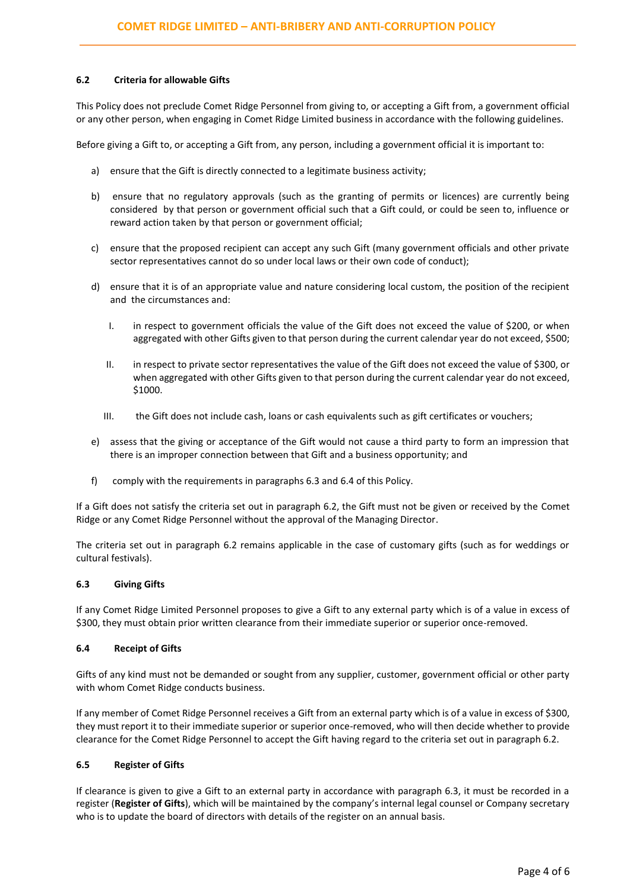### 6.2 Criteria for allowable Gifts

This Policy does not preclude Comet Ridge Personnel from giving to, or accepting a Gift from, a government official or any other person, when engaging in Comet Ridge Limited business in accordance with the following guidelines.

Before giving a Gift to, or accepting a Gift from, any person, including a government official it is important to:

a) ensure that the Gift is directly connected to a legitimate business activity;

b) ensure that no regulatory approvals (such as the granting of permits or licences) are currently being considered by that person or government official such that a Gift could, or could be seen to, influence or reward action taken by that person or government official;

c) ensure that the proposed recipient can accept any such Gift (many government officials and other private sector representatives cannot do so under local laws or their own code of conduct);

d) ensure that it is of an appropriate value and nature considering local custom, the position of the recipient and the circumstances and:

   I. in respect to government officials the value of the Gift does not exceed the value of $200, or when aggregated with other Gifts given to that person during the current calendar year do not exceed, $500;

   II. in respect to private sector representatives the value of the Gift does not exceed the value of $300, or when aggregated with other Gifts given to that person during the current calendar year do not exceed, $1000.

   III. the Gift does not include cash, loans or cash equivalents such as gift certificates or vouchers;

e) assess that the giving or acceptance of the Gift would not cause a third party to form an impression that there is an improper connection between that Gift and a business opportunity; and

f) comply with the requirements in paragraphs 6.3 and 6.4 of this Policy.

If a Gift does not satisfy the criteria set out in paragraph 6.2, the Gift must not be given or received by the Comet Ridge or any Comet Ridge Personnel without the approval of the Managing Director.

The criteria set out in paragraph 6.2 remains applicable in the case of customary gifts (such as for weddings or cultural festivals).

### 6.3 Giving Gifts

If any Comet Ridge Limited Personnel proposes to give a Gift to any external party which is of a value in excess of $300, they must obtain prior written clearance from their immediate superior or superior once-removed.

### 6.4 Receipt of Gifts

Gifts of any kind must not be demanded or sought from any supplier, customer, government official or other party with whom Comet Ridge conducts business.

If any member of Comet Ridge Personnel receives a Gift from an external party which is of a value in excess of $300, they must report it to their immediate superior or superior once-removed, who will then decide whether to provide clearance for the Comet Ridge Personnel to accept the Gift having regard to the criteria set out in paragraph 6.2.

### 6.5 Register of Gifts

If clearance is given to give a Gift to an external party in accordance with paragraph 6.3, it must be recorded in a register (**Register of Gifts**), which will be maintained by the company's internal legal counsel or Company secretary who is to update the board of directors with details of the register on an annual basis.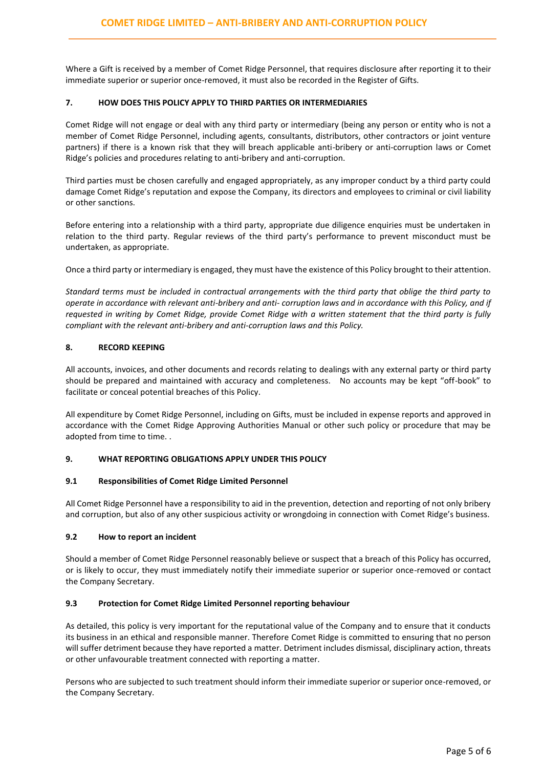Where a Gift is received by a member of Comet Ridge Personnel, that requires disclosure after reporting it to their immediate superior or superior once-removed, it must also be recorded in the Register of Gifts.

## 7. HOW DOES THIS POLICY APPLY TO THIRD PARTIES OR INTERMEDIARIES

Comet Ridge will not engage or deal with any third party or intermediary (being any person or entity who is not a member of Comet Ridge Personnel, including agents, consultants, distributors, other contractors or joint venture partners) if there is a known risk that they will breach applicable anti-bribery or anti-corruption laws or Comet Ridge's policies and procedures relating to anti-bribery and anti-corruption.

Third parties must be chosen carefully and engaged appropriately, as any improper conduct by a third party could damage Comet Ridge's reputation and expose the Company, its directors and employees to criminal or civil liability or other sanctions.

Before entering into a relationship with a third party, appropriate due diligence enquiries must be undertaken in relation to the third party. Regular reviews of the third party's performance to prevent misconduct must be undertaken, as appropriate.

Once a third party or intermediary is engaged, they must have the existence of this Policy brought to their attention.

*Standard terms must be included in contractual arrangements with the third party that oblige the third party to operate in accordance with relevant anti-bribery and anti- corruption laws and in accordance with this Policy, and if requested in writing by Comet Ridge, provide Comet Ridge with a written statement that the third party is fully compliant with the relevant anti-bribery and anti-corruption laws and this Policy.*

## 8. RECORD KEEPING

All accounts, invoices, and other documents and records relating to dealings with any external party or third party should be prepared and maintained with accuracy and completeness. No accounts may be kept "off-book" to facilitate or conceal potential breaches of this Policy.

All expenditure by Comet Ridge Personnel, including on Gifts, must be included in expense reports and approved in accordance with the Comet Ridge Approving Authorities Manual or other such policy or procedure that may be adopted from time to time. .

## 9. WHAT REPORTING OBLIGATIONS APPLY UNDER THIS POLICY

### 9.1 Responsibilities of Comet Ridge Limited Personnel

All Comet Ridge Personnel have a responsibility to aid in the prevention, detection and reporting of not only bribery and corruption, but also of any other suspicious activity or wrongdoing in connection with Comet Ridge's business.

### 9.2 How to report an incident

Should a member of Comet Ridge Personnel reasonably believe or suspect that a breach of this Policy has occurred, or is likely to occur, they must immediately notify their immediate superior or superior once-removed or contact the Company Secretary.

### 9.3 Protection for Comet Ridge Limited Personnel reporting behaviour

As detailed, this policy is very important for the reputational value of the Company and to ensure that it conducts its business in an ethical and responsible manner. Therefore Comet Ridge is committed to ensuring that no person will suffer detriment because they have reported a matter. Detriment includes dismissal, disciplinary action, threats or other unfavourable treatment connected with reporting a matter.

Persons who are subjected to such treatment should inform their immediate superior or superior once-removed, or the Company Secretary.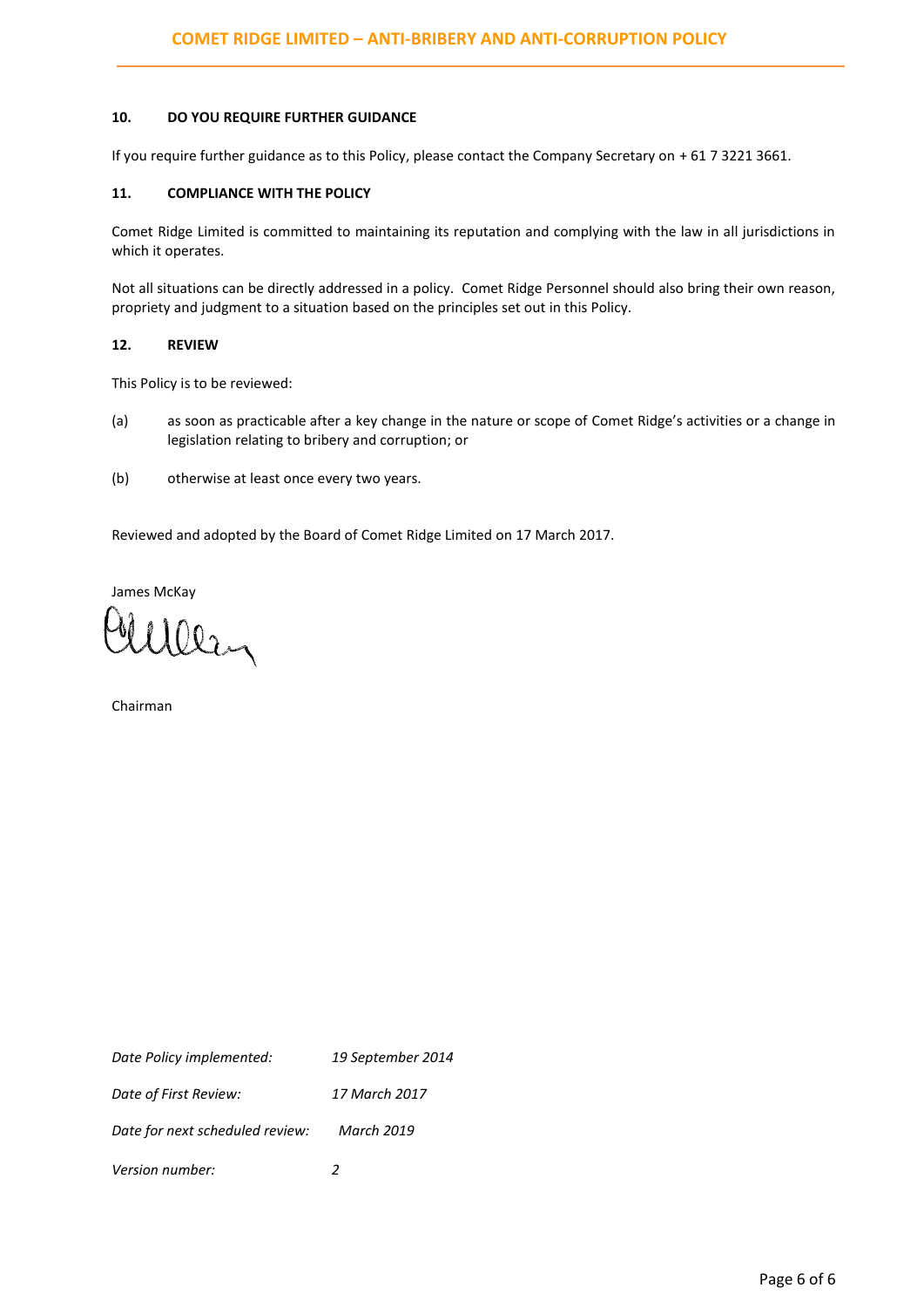### 10. DO YOU REQUIRE FURTHER GUIDANCE

If you require further guidance as to this Policy, please contact the Company Secretary on + 61 7 3221 3661.

### 11. COMPLIANCE WITH THE POLICY

Comet Ridge Limited is committed to maintaining its reputation and complying with the law in all jurisdictions in which it operates.

Not all situations can be directly addressed in a policy. Comet Ridge Personnel should also bring their own reason, propriety and judgment to a situation based on the principles set out in this Policy.

### 12. REVIEW

This Policy is to be reviewed:

(a) as soon as practicable after a key change in the nature or scope of Comet Ridge's activities or a change in legislation relating to bribery and corruption; or

(b) otherwise at least once every two years.

Reviewed and adopted by the Board of Comet Ridge Limited on 17 March 2017.

James McKay

Chairman

| | |
|---|---|
| *Date Policy implemented:* | *19 September 2014* |
| *Date of First Review:* | *17 March 2017* |
| *Date for next scheduled review:* | *March 2019* |
| *Version number:* | *2* |